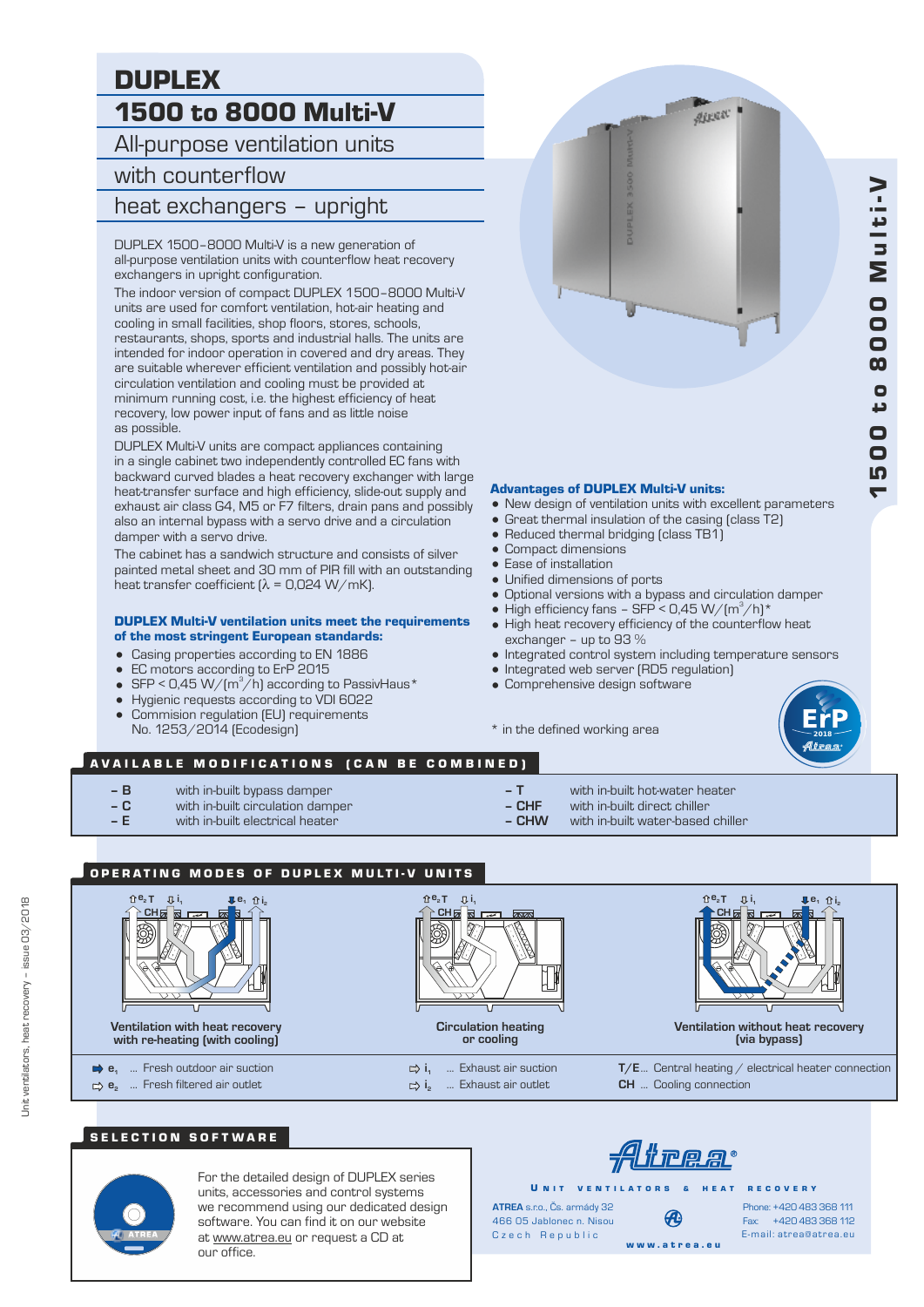# DUPLEX

# 1500 to 8000 Multi-V

## All-purpose ventilation units with counterflow heat exchangers – upright

DUPLEX 1500–8000 Multi-V is a new generation of all-purpose ventilation units with counterflow heat recovery exchangers in upright configuration.

The indoor version of compact DUPLEX 1500–8000 Multi-V units are used for comfort ventilation, hot-air heating and cooling in small facilities, shop floors, stores, schools, restaurants, shops, sports and industrial halls. The units are intended for indoor operation in covered and dry areas. They are suitable wherever efficient ventilation and possibly hot-air circulation ventilation and cooling must be provided at minimum running cost, i.e. the highest efficiency of heat recovery, low power input of fans and as little noise as possible.

DUPLEX Multi-V units are compact appliances containing in a single cabinet two independently controlled EC fans with backward curved blades a heat recovery exchanger with large heat-transfer surface and high efficiency, slide-out supply and exhaust air class G4, M5 or F7 filters, drain pans and possibly also an internal bypass with a servo drive and a circulation damper with a servo drive.

The cabinet has a sandwich structure and consists of silver painted metal sheet and 30 mm of PIR fill with an outstanding heat transfer coefficient (λ = 0,024 W/mK).

**DUPLEX Multi-V ventilation units meet the requirements of the most stringent European standards:**

- Casing properties according to EN 1886
- EC motors according to ErP 2015
- SFP < 0,45 W/(m$^3$/h) according to PassivHaus*
- Hygienic requests according to VDI 6022
- Commision regulation (EU) requirements No. 1253/2014 (Ecodesign)

**Advantages of DUPLEX Multi-V units:**

- New design of ventilation units with excellent parameters
- Great thermal insulation of the casing (class T2)
- Reduced thermal bridging (class TB1)
- Compact dimensions
- Ease of installation
- Unified dimensions of ports
- Optional versions with a bypass and circulation damper
- High efficiency fans – SFP < 0,45 W/(m$^3$/h)*
- High heat recovery efficiency of the counterflow heat exchanger – up to 93 %
- Integrated control system including temperature sensors
- Integrated web server (RD5 regulation)
- Comprehensive design software

\* in the defined working area

## AVAILABLE MODIFICATIONS (CAN BE COMBINED)

| | |
|---|---|
| **– B** | with in-built bypass damper |
| **– C** | with in-built circulation damper |
| **– E** | with in-built electrical heater |
| **– T** | with in-built hot-water heater |
| **– CHF** | with in-built direct chiller |
| **– CHW** | with in-built water-based chiller |

## OPERATING MODES OF DUPLEX MULTI-V UNITS

Ventilation with heat recovery with re-heating (with cooling)

Circulation heating or cooling

Ventilation without heat recovery (via bypass)

- $e_1$ ... Fresh outdoor air suction
- $e_2$ ... Fresh filtered air outlet
- $i_1$ ... Exhaust air suction
- $i_2$ ... Exhaust air outlet
- **T/E**... Central heating / electrical heater connection
- **CH** ... Cooling connection

## SELECTION SOFTWARE

For the detailed design of DUPLEX series units, accessories and control systems we recommend using our dedicated design software. You can find it on our website at www.atrea.eu or request a CD at our office.

**UNIT VENTILATORS & HEAT RECOVERY**

**ATREA** s.r.o., Čs. armády 32
466 05 Jablonec n. Nisou
Czech Republic

Phone: +420 483 368 111
Fax: +420 483 368 112
E-mail: atrea@atrea.eu

www.atrea.eu

Unit ventilators, heat recovery – issue 03/2018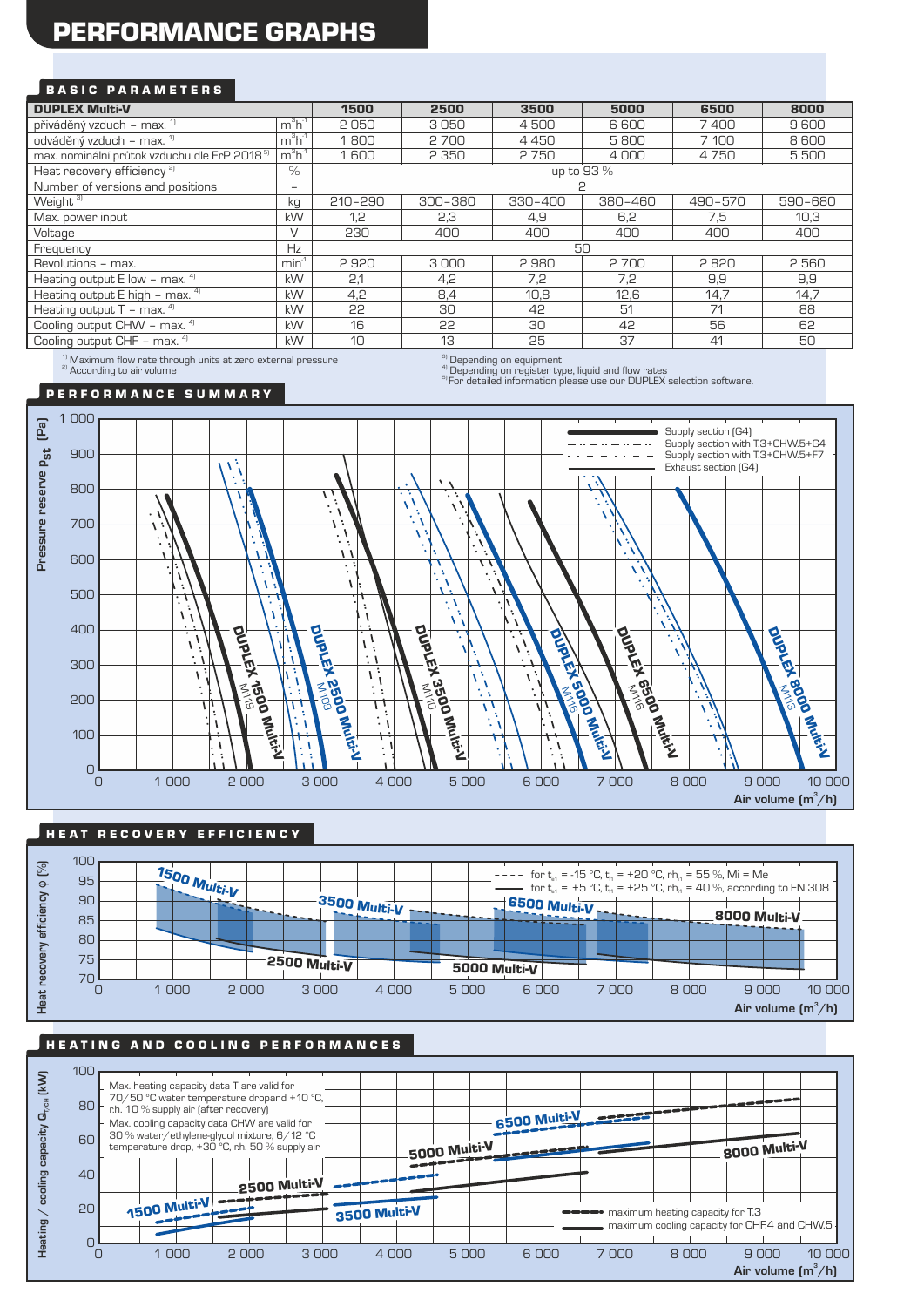# PERFORMANCE GRAPHS

## BASIC PARAMETERS

| DUPLEX Multi-V | | 1500 | 2500 | 3500 | 5000 | 6500 | 8000 |
|---|---|---|---|---|---|---|---|
| přiváděný vzduch – max. [1] | $m^3h^{-1}$ | 2 050 | 3 050 | 4 500 | 6 600 | 7 400 | 9 600 |
| odváděný vzduch – max. [1] | $m^3h^{-1}$ | 1 800 | 2 700 | 4 450 | 5 800 | 7 100 | 8 600 |
| max. nominální průtok vzduchu dle ErP 2018 [5] | $m^3h^{-1}$ | 1 600 | 2 350 | 2 750 | 4 000 | 4 750 | 5 500 |
| Heat recovery efficiency [2] | % | up to 93 % | | | | | |
| Number of versions and positions | – | 2 | | | | | |
| Weight [3] | kg | 210–290 | 300–380 | 330–400 | 380–460 | 490–570 | 590–680 |
| Max. power input | kW | 1,2 | 2,3 | 4,9 | 6,2 | 7,5 | 10,3 |
| Voltage | V | 230 | 400 | 400 | 400 | 400 | 400 |
| Frequency | Hz | 50 | | | | | |
| Revolutions – max. | $min^{-1}$ | 2 920 | 3 000 | 2 980 | 2 700 | 2 820 | 2 560 |
| Heating output E low – max. [4] | kW | 2,1 | 4,2 | 7,2 | 7,2 | 9,9 | 9,9 |
| Heating output E high – max. [4] | kW | 4,2 | 8,4 | 10,8 | 12,6 | 14,7 | 14,7 |
| Heating output T – max. [4] | kW | 22 | 30 | 42 | 51 | 71 | 88 |
| Cooling output CHW – max. [4] | kW | 16 | 22 | 30 | 42 | 56 | 62 |
| Cooling output CHF – max. [4] | kW | 10 | 13 | 25 | 37 | 41 | 50 |

[1] Maximum flow rate through units at zero external pressure
[2] According to air volume
[3] Depending on equipment
[4] Depending on register type, liquid and flow rates
[5] For detailed information please use our DUPLEX selection software.

## PERFORMANCE SUMMARY

Pressure reserve $p_{st}$ (Pa) vs. Air volume ($m^3/h$)

- Supply section (G4)
- Supply section with T.3+CHW.5+G4
- Supply section with T.3+CHW.5+F7
- Exhaust section (G4)

DUPLEX 1500 Multi-V (M119), DUPLEX 2500 Multi-V (M109), DUPLEX 3500 Multi-V (M110), DUPLEX 5000 Multi-V (M116), DUPLEX 6500 Multi-V (M116), DUPLEX 8000 Multi-V (M113)

## HEAT RECOVERY EFFICIENCY

Heat recovery efficiency φ (%) vs. Air volume ($m^3/h$)

- - - - for $t_{e1}$ = -15 °C, $t_{i1}$ = +20 °C, $rh_{i1}$ = 55 %, Mi = Me
— for $t_{e1}$ = +5 °C, $t_{i1}$ = +25 °C, $rh_{i1}$ = 40 %, according to EN 308

1500 Multi-V, 2500 Multi-V, 3500 Multi-V, 5000 Multi-V, 6500 Multi-V, 8000 Multi-V

## HEATING AND COOLING PERFORMANCES

Heating / cooling capacity $Q_{T/CH}$ (kW) vs. Air volume ($m^3/h$)

Max. heating capacity data T are valid for 70/50 °C water temperature dropand +10 °C, r.h. 10 % supply air (after recovery)
Max. cooling capacity data CHW are valid for 30 % water/ethylene-glycol mixture, 6/12 °C temperature drop, +30 °C, r.h. 50 % supply air

- maximum heating capacity for T.3
- maximum cooling capacity for CHF.4 and CHW.5

1500 Multi-V, 2500 Multi-V, 3500 Multi-V, 5000 Multi-V, 6500 Multi-V, 8000 Multi-V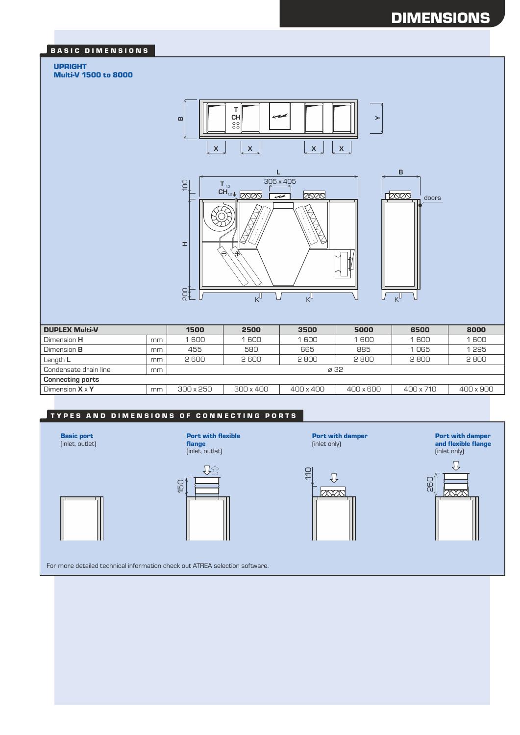# DIMENSIONS

## BASIC DIMENSIONS

**UPRIGHT**
**Multi-V 1500 to 8000**

| DUPLEX Multi-V | | 1500 | 2500 | 3500 | 5000 | 6500 | 8000 |
|---|---|---|---|---|---|---|---|
| Dimension **H** | mm | 1 600 | 1 600 | 1 600 | 1 600 | 1 600 | 1 600 |
| Dimension **B** | mm | 455 | 580 | 665 | 885 | 1 065 | 1 295 |
| Length **L** | mm | 2 600 | 2 600 | 2 800 | 2 800 | 2 800 | 2 800 |
| Condensate drain line | mm | ⌀ 32 | | | | | |
| **Connecting ports** | | | | | | | |
| Dimension **X** x **Y** | mm | 300 x 250 | 300 x 400 | 400 x 400 | 400 x 600 | 400 x 710 | 400 x 900 |

## TYPES AND DIMENSIONS OF CONNECTING PORTS

**Basic port**
(inlet, outlet)

**Port with flexible flange**
(inlet, outlet)

**Port with damper**
(inlet only)

**Port with damper and flexible flange**
(inlet only)

For more detailed technical information check out ATREA selection software.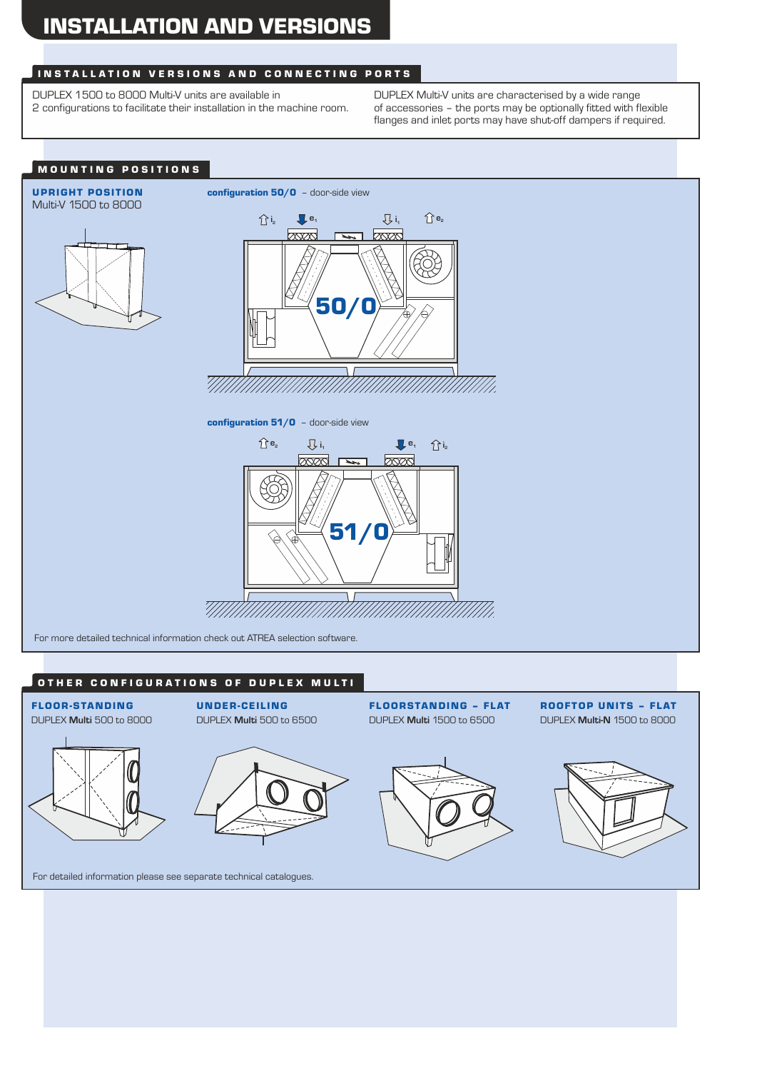# INSTALLATION AND VERSIONS

## INSTALLATION VERSIONS AND CONNECTING PORTS

DUPLEX 1500 to 8000 Multi-V units are available in 2 configurations to facilitate their installation in the machine room.

DUPLEX Multi-V units are characterised by a wide range of accessories – the ports may be optionally fitted with flexible flanges and inlet ports may have shut-off dampers if required.

## MOUNTING POSITIONS

### UPRIGHT POSITION

Multi-V 1500 to 8000

**configuration 50/0** – door-side view

$i_2$ $e_1$ $i_1$ $e_2$

50/0

**configuration 51/0** – door-side view

$e_2$ $i_1$ $e_1$ $i_2$

51/0

For more detailed technical information check out ATREA selection software.

## OTHER CONFIGURATIONS OF DUPLEX MULTI

### FLOOR-STANDING

DUPLEX **Multi** 500 to 8000

### UNDER-CEILING

DUPLEX **Multi** 500 to 6500

### FLOORSTANDING – FLAT

DUPLEX **Multi** 1500 to 6500

### ROOFTOP UNITS – FLAT

DUPLEX **Multi-N** 1500 to 8000

For detailed information please see separate technical catalogues.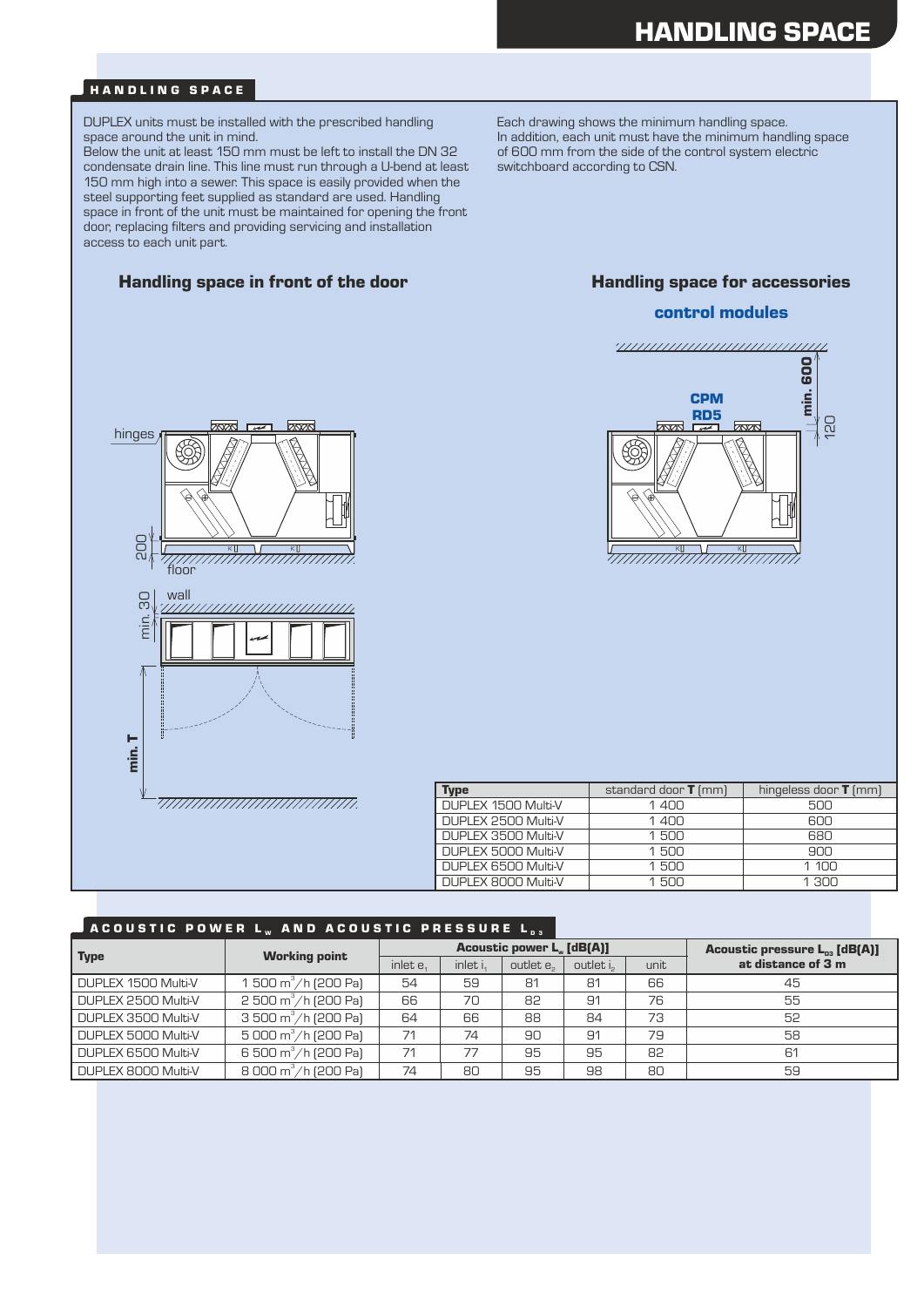## HANDLING SPACE

DUPLEX units must be installed with the prescribed handling space around the unit in mind.
Below the unit at least 150 mm must be left to install the DN 32 condensate drain line. This line must run through a U-bend at least 150 mm high into a sewer. This space is easily provided when the steel supporting feet supplied as standard are used. Handling space in front of the unit must be maintained for opening the front door, replacing filters and providing servicing and installation access to each unit part.

Each drawing shows the minimum handling space.
In addition, each unit must have the minimum handling space of 600 mm from the side of the control system electric switchboard according to CSN.

### Handling space in front of the door

hinges

200

floor

wall

min. 30

min. T

### Handling space for accessories

**control modules**

CPM
RD5

min. 600

120

| Type | standard door **T** [mm] | hingeless door **T** [mm] |
|---|---|---|
| DUPLEX 1500 Multi-V | 1 400 | 500 |
| DUPLEX 2500 Multi-V | 1 400 | 600 |
| DUPLEX 3500 Multi-V | 1 500 | 680 |
| DUPLEX 5000 Multi-V | 1 500 | 900 |
| DUPLEX 6500 Multi-V | 1 500 | 1 100 |
| DUPLEX 8000 Multi-V | 1 500 | 1 300 |

## ACOUSTIC POWER $L_w$ AND ACOUSTIC PRESSURE $L_{p3}$

| Type | Working point | Acoustic power $L_w$ [dB(A)] | | | | | Acoustic pressure $L_{p3}$ [dB(A)] at distance of 3 m |
|---|---|---|---|---|---|---|---|
| | | inlet $e_1$ | inlet $i_1$ | outlet $e_2$ | outlet $i_2$ | unit | |
| DUPLEX 1500 Multi-V | 1 500 $m^3$/h (200 Pa) | 54 | 59 | 81 | 81 | 66 | 45 |
| DUPLEX 2500 Multi-V | 2 500 $m^3$/h (200 Pa) | 66 | 70 | 82 | 91 | 76 | 55 |
| DUPLEX 3500 Multi-V | 3 500 $m^3$/h (200 Pa) | 64 | 66 | 88 | 84 | 73 | 52 |
| DUPLEX 5000 Multi-V | 5 000 $m^3$/h (200 Pa) | 71 | 74 | 90 | 91 | 79 | 58 |
| DUPLEX 6500 Multi-V | 6 500 $m^3$/h (200 Pa) | 71 | 77 | 95 | 95 | 82 | 61 |
| DUPLEX 8000 Multi-V | 8 000 $m^3$/h (200 Pa) | 74 | 80 | 95 | 98 | 80 | 59 |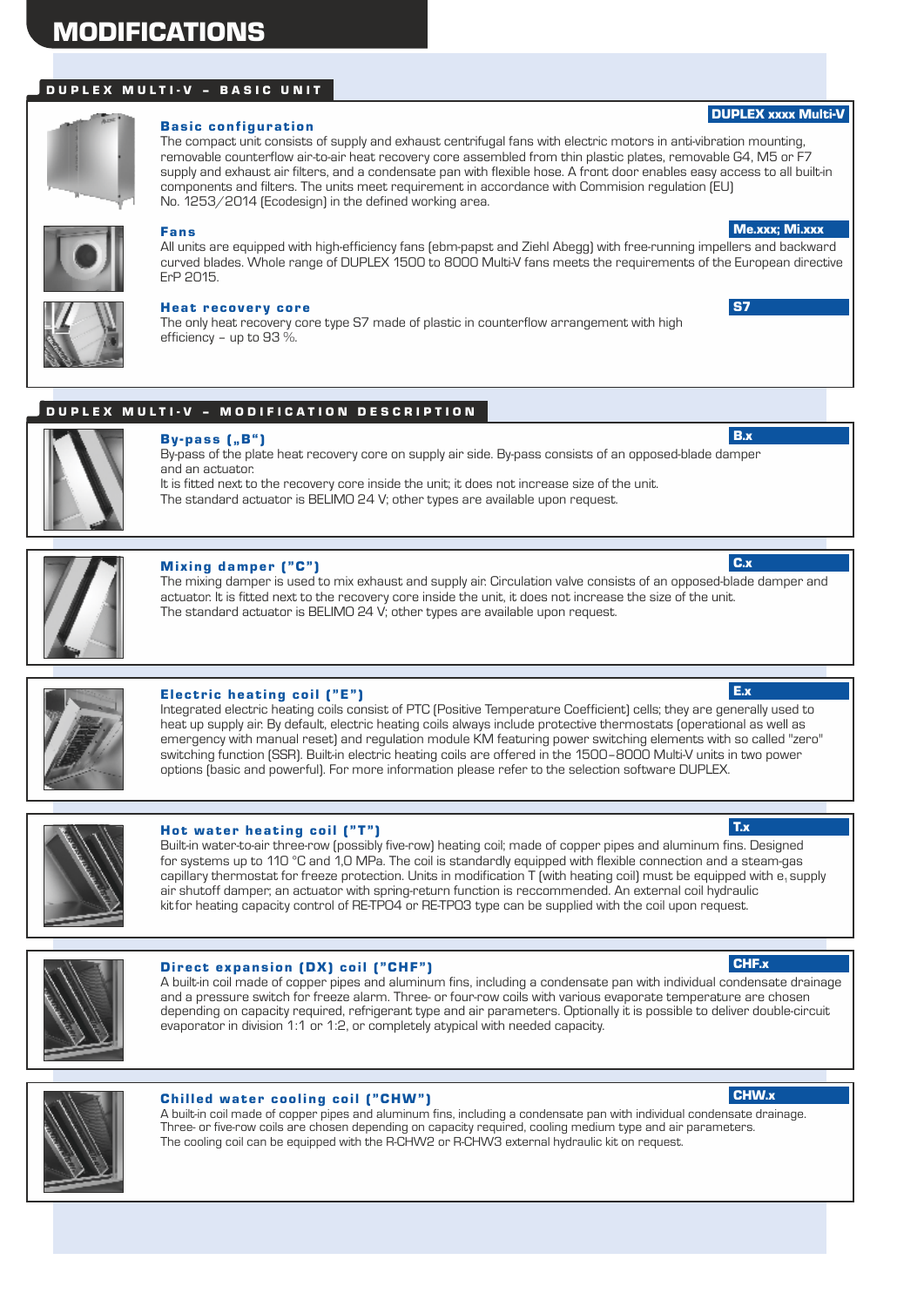# MODIFICATIONS

## DUPLEX MULTI-V – BASIC UNIT

### Basic configuration

**DUPLEX xxxx Multi-V**

The compact unit consists of supply and exhaust centrifugal fans with electric motors in anti-vibration mounting, removable counterflow air-to-air heat recovery core assembled from thin plastic plates, removable G4, M5 or F7 supply and exhaust air filters, and a condensate pan with flexible hose. A front door enables easy access to all built-in components and filters. The units meet requirement in accordance with Commision regulation (EU) No. 1253/2014 (Ecodesign) in the defined working area.

### Fans

**Me.xxx; Mi.xxx**

All units are equipped with high-efficiency fans (ebm-papst and Ziehl Abegg) with free-running impellers and backward curved blades. Whole range of DUPLEX 1500 to 8000 Multi-V fans meets the requirements of the European directive ErP 2015.

### Heat recovery core

**S7**

The only heat recovery core type S7 made of plastic in counterflow arrangement with high efficiency – up to 93 %.

## DUPLEX MULTI-V – MODIFICATION DESCRIPTION

### By-pass („B")

**B.x**

By-pass of the plate heat recovery core on supply air side. By-pass consists of an opposed-blade damper and an actuator.
It is fitted next to the recovery core inside the unit; it does not increase size of the unit.
The standard actuator is BELIMO 24 V; other types are available upon request.

### Mixing damper ("C")

**C.x**

The mixing damper is used to mix exhaust and supply air. Circulation valve consists of an opposed-blade damper and actuator. It is fitted next to the recovery core inside the unit, it does not increase the size of the unit.
The standard actuator is BELIMO 24 V; other types are available upon request.

### Electric heating coil ("E")

**E.x**

Integrated electric heating coils consist of PTC (Positive Temperature Coefficient) cells; they are generally used to heat up supply air. By default, electric heating coils always include protective thermostats (operational as well as emergency with manual reset) and regulation module KM featuring power switching elements with so called "zero" switching function (SSR). Built-in electric heating coils are offered in the 1500–8000 Multi-V units in two power options (basic and powerful). For more information please refer to the selection software DUPLEX.

### Hot water heating coil ("T")

**T.x**

Built-in water-to-air three-row (possibly five-row) heating coil; made of copper pipes and aluminum fins. Designed for systems up to 110 °C and 1,0 MPa. The coil is standardly equipped with flexible connection and a steam-gas capillary thermostat for freeze protection. Units in modification T (with heating coil) must be equipped with $e_1$ supply air shutoff damper; an actuator with spring-return function is reccommended. An external coil hydraulic kit for heating capacity control of RE-TPO4 or RE-TPO3 type can be supplied with the coil upon request.

### Direct expansion (DX) coil ("CHF")

**CHF.x**

A built-in coil made of copper pipes and aluminum fins, including a condensate pan with individual condensate drainage and a pressure switch for freeze alarm. Three- or four-row coils with various evaporate temperature are chosen depending on capacity required, refrigerant type and air parameters. Optionally it is possible to deliver double-circuit evaporator in division 1:1 or 1:2, or completely atypical with needed capacity.

### Chilled water cooling coil ("CHW")

**CHW.x**

A built-in coil made of copper pipes and aluminum fins, including a condensate pan with individual condensate drainage. Three- or five-row coils are chosen depending on capacity required, cooling medium type and air parameters.
The cooling coil can be equipped with the R-CHW2 or R-CHW3 external hydraulic kit on request.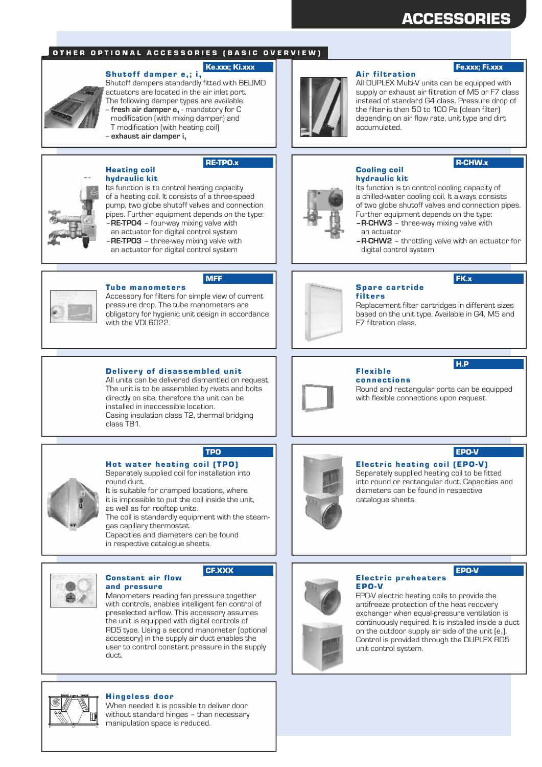# ACCESSORIES

## OTHER OPTIONAL ACCESSORIES (BASIC OVERVIEW)

### Shutoff damper $e_1$; $i_1$

Ke.xxx; Ki.xxx

Shutoff dampers standardly fitted with BELIMO actuators are located in the air inlet port. The following damper types are available:

- **fresh air damper $e_1$** - mandatory for C modification (with mixing damper) and T modification (with heating coil)
- **exhaust air damper $i_1$**

### Air filtration

Fe.xxx; Fi.xxx

All DUPLEX Multi-V units can be equipped with supply or exhaust air filtration of M5 or F7 class instead of standard G4 class. Pressure drop of the filter is then 50 to 100 Pa (clean filter) depending on air flow rate, unit type and dirt accumulated.

### Heating coil hydraulic kit

RE-TPO.x

Its function is to control heating capacity of a heating coil. It consists of a three-speed pump, two globe shutoff valves and connection pipes. Further equipment depends on the type:

- **RE-TPO4** – four-way mixing valve with an actuator for digital control system
- **RE-TPO3** – three-way mixing valve with an actuator for digital control system

### Cooling coil hydraulic kit

R-CHW.x

Its function is to control cooling capacity of a chilled-water cooling coil. It always consists of two globe shutoff valves and connection pipes. Further equipment depends on the type:

- **R-CHW3** – three-way mixing valve with an actuator
- **R-CHW2** – throttling valve with an actuator for digital control system

### Tube manometers

MFF

Accessory for filters for simple view of current pressure drop. The tube manometers are obligatory for hygienic unit design in accordance with the VDI 6022.

### Spare cartride filters

FK.x

Replacement filter cartridges in different sizes based on the unit type. Available in G4, M5 and F7 filtration class.

### Delivery of disassembled unit

All units can be delivered dismantled on request. The unit is to be assembled by rivets and bolts directly on site, therefore the unit can be installed in inaccessible location.
Casing insulation class T2, thermal bridging class TB1.

### Flexible connections

H.P

Round and rectangular ports can be equipped with flexible connections upon request.

### Hot water heating coil (TPO)

TPO

Separately supplied coil for installation into round duct.
It is suitable for cramped locations, where it is impossible to put the coil inside the unit, as well as for rooftop units.
The coil is standardly equipment with the steam-gas capillary thermostat.
Capacities and diameters can be found in respective catalogue sheets.

### Electric heating coil (EPO-V)

EPO-V

Separately supplied heating coil to be fitted into round or rectangular duct. Capacities and diameters can be found in respective catalogue sheets.

### Constant air flow and pressure

CF.XXX

Manometers reading fan pressure together with controls, enables intelligent fan control of preselected airflow. This accessory assumes the unit is equipped with digital controls of RD5 type. Using a second manometer (optional accessory) in the supply air duct enables the user to control constant pressure in the supply duct.

### Electric preheaters EPO-V

EPO-V

EPO-V electric heating coils to provide the antifreeze protection of the heat recovery exchanger when equal-pressure ventilation is continuously required. It is installed inside a duct on the outdoor supply air side of the unit ($e_1$). Control is provided through the DUPLEX RD5 unit control system.

### Hingeless door

When needed it is possible to deliver door without standard hinges – than necessary manipulation space is reduced.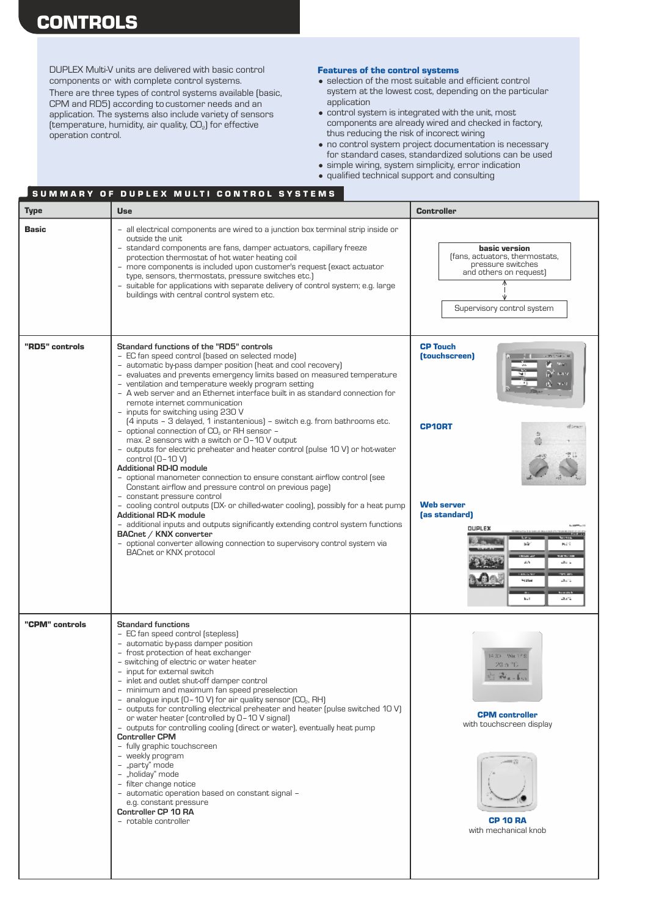# CONTROLS

DUPLEX Multi-V units are delivered with basic control components or with complete control systems.
There are three types of control systems available (basic, CPM and RD5) according to customer needs and an application. The systems also include variety of sensors (temperature, humidity, air quality, $CO_2$) for effective operation control.

**Features of the control systems**

- selection of the most suitable and efficient control system at the lowest cost, depending on the particular application
- control system is integrated with the unit, most components are already wired and checked in factory, thus reducing the risk of incorect wiring
- no control system project documentation is necessary for standard cases, standardized solutions can be used
- simple wiring, system simplicity, error indication
- qualified technical support and consulting

## SUMMARY OF DUPLEX MULTI CONTROL SYSTEMS

| Type | Use | Controller |
|---|---|---|
| **Basic** | – all electrical components are wired to a junction box terminal strip inside or outside the unit<br>– standard components are fans, damper actuators, capillary freeze protection thermostat of hot water heating coil<br>– more components is included upon customer's request (exact actuator type, sensors, thermostats, pressure switches etc.)<br>– suitable for applications with separate delivery of control system; e.g. large buildings with central control system etc. | **basic version** (fans, actuators, thermostats, pressure switches and others on request)<br>↕<br>Supervisory control system |
| **"RD5" controls** | **Standard functions of the "RD5" controls**<br>– EC fan speed control (based on selected mode)<br>– automatic by-pass damper position (heat and cool recovery)<br>– evaluates and prevents emergency limits based on measured temperature<br>– ventilation and temperature weekly program setting<br>– A web server and an Ethernet interface built in as standard connection for remote internet communication<br>– inputs for switching using 230 V (4 inputs – 3 delayed, 1 instantenious) – switch e.g. from bathrooms etc.<br>– optional connection of $CO_2$ or RH sensor – max. 2 sensors with a switch or 0–10 V output<br>– outputs for electric preheater and heater control (pulse 10 V) or hot-water control (0–10 V)<br>**Additional RD-IO module**<br>– optional manometer connection to ensure constant airflow control (see Constant airflow and pressure control on previous page)<br>– constant pressure control<br>– cooling control outputs (DX- or chilled-water cooling), possibly for a heat pump<br>**Additional RD-K module**<br>– additional inputs and outputs significantly extending control system functions<br>**BACnet / KNX converter**<br>– optional converter allowing connection to supervisory control system via BACnet or KNX protocol | **CP Touch (touchscreen)**<br>**CP10RT**<br>**Web server (as standard)** |
| **"CPM" controls** | **Standard functions**<br>– EC fan speed control (stepless)<br>– automatic by-pass damper position<br>– frost protection of heat exchanger<br>– switching of electric or water heater<br>– input for external switch<br>– inlet and outlet shut-off damper control<br>– minimum and maximum fan speed preselection<br>– analogue input (0–10 V) for air quality sensor ($CO_2$, RH)<br>– outputs for controlling electrical preheater and heater (pulse switched 10 V) or water heater (controlled by 0–10 V signal)<br>– outputs for controlling cooling (direct or water), eventually heat pump<br>**Controller CPM**<br>– fully graphic touchscreen<br>– weekly program<br>– „party" mode<br>– „holiday" mode<br>– filter change notice<br>– automatic operation based on constant signal – e.g. constant pressure<br>**Controller CP 10 RA**<br>– rotable controller | **CPM controller** with touchscreen display<br>**CP 10 RA** with mechanical knob |